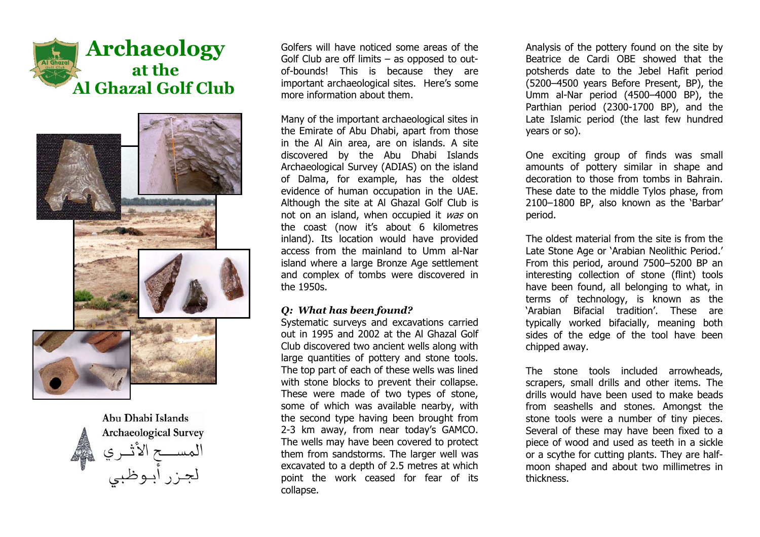# Archaeology at the Al Ghazal Golf Club

Abu Dhabi Islands Archaeological Survey

المســـح الأثــري لجـزر أبـوظبـي

Golfers will have noticed some areas of the Golf Club are off limits – as opposed to out-of-bounds! This is because they are important archaeological sites. Here's some more information about them.

Many of the important archaeological sites in the Emirate of Abu Dhabi, apart from those in the Al Ain area, are on islands. A site discovered by the Abu Dhabi Islands Archaeological Survey (ADIAS) on the island of Dalma, for example, has the oldest evidence of human occupation in the UAE. Although the site at Al Ghazal Golf Club is not on an island, when occupied it *was* on the coast (now it's about 6 kilometres inland). Its location would have provided access from the mainland to Umm al-Nar island where a large Bronze Age settlement and complex of tombs were discovered in the 1950s.

### *Q: What has been found?*

Systematic surveys and excavations carried out in 1995 and 2002 at the Al Ghazal Golf Club discovered two ancient wells along with large quantities of pottery and stone tools. The top part of each of these wells was lined with stone blocks to prevent their collapse. These were made of two types of stone, some of which was available nearby, with the second type having been brought from 2-3 km away, from near today's GAMCO. The wells may have been covered to protect them from sandstorms. The larger well was excavated to a depth of 2.5 metres at which point the work ceased for fear of its collapse.

Analysis of the pottery found on the site by Beatrice de Cardi OBE showed that the potsherds date to the Jebel Hafit period (5200–4500 years Before Present, BP), the Umm al-Nar period (4500–4000 BP), the Parthian period (2300-1700 BP), and the Late Islamic period (the last few hundred years or so).

One exciting group of finds was small amounts of pottery similar in shape and decoration to those from tombs in Bahrain. These date to the middle Tylos phase, from 2100–1800 BP, also known as the 'Barbar' period.

The oldest material from the site is from the Late Stone Age or 'Arabian Neolithic Period.' From this period, around 7500–5200 BP an interesting collection of stone (flint) tools have been found, all belonging to what, in terms of technology, is known as the 'Arabian Bifacial tradition'. These are typically worked bifacially, meaning both sides of the edge of the tool have been chipped away.

The stone tools included arrowheads, scrapers, small drills and other items. The drills would have been used to make beads from seashells and stones. Amongst the stone tools were a number of tiny pieces. Several of these may have been fixed to a piece of wood and used as teeth in a sickle or a scythe for cutting plants. They are half-moon shaped and about two millimetres in thickness.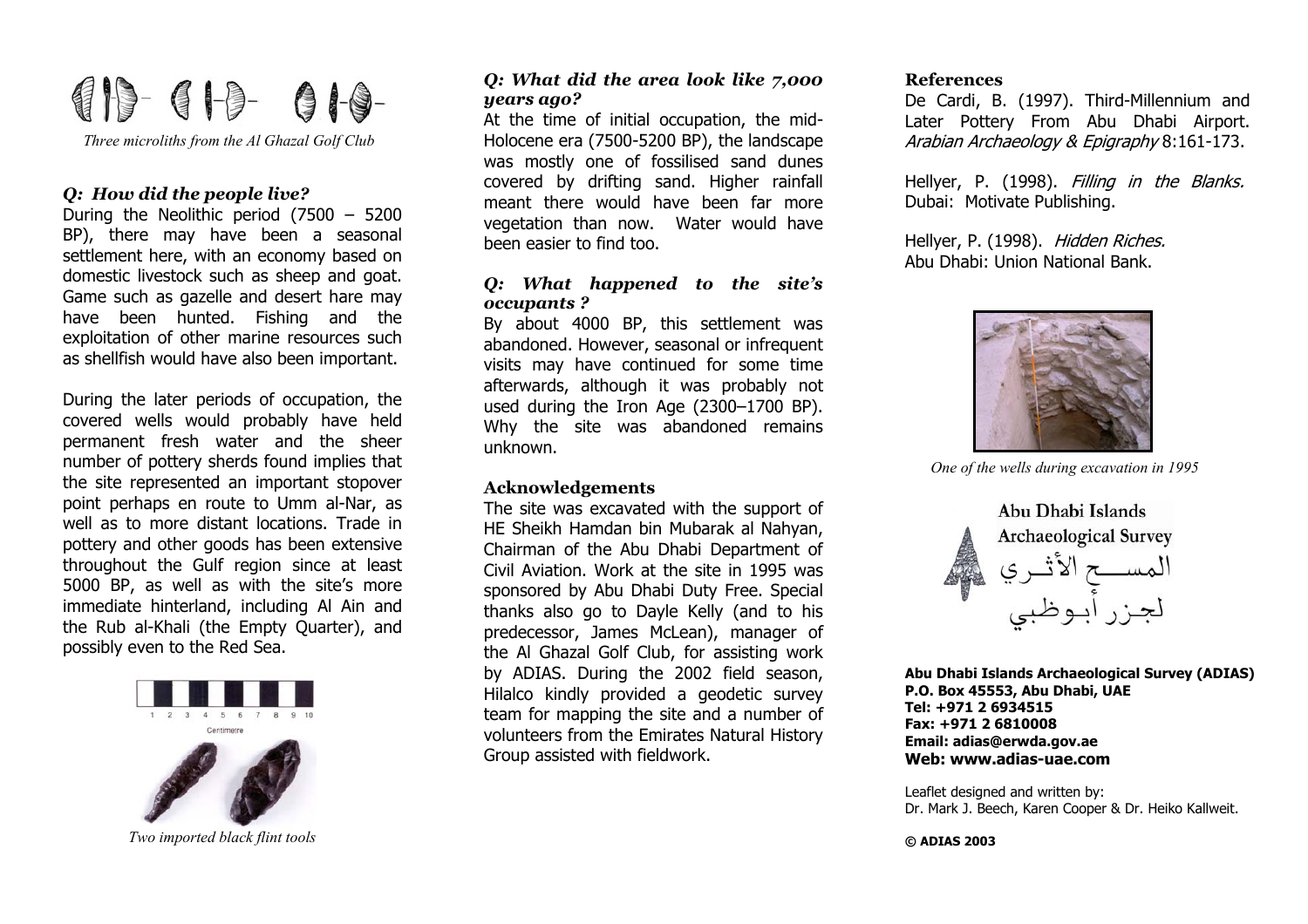*Three microliths from the Al Ghazal Golf Club*

### *Q: How did the people live?*

During the Neolithic period (7500 – 5200 BP), there may have been a seasonal settlement here, with an economy based on domestic livestock such as sheep and goat. Game such as gazelle and desert hare may have been hunted. Fishing and the exploitation of other marine resources such as shellfish would have also been important.

During the later periods of occupation, the covered wells would probably have held permanent fresh water and the sheer number of pottery sherds found implies that the site represented an important stopover point perhaps en route to Umm al-Nar, as well as to more distant locations. Trade in pottery and other goods has been extensive throughout the Gulf region since at least 5000 BP, as well as with the site's more immediate hinterland, including Al Ain and the Rub al-Khali (the Empty Quarter), and possibly even to the Red Sea.

1 2 3 4 5 6 7 8 9 10
Centimetre

*Two imported black flint tools*

### *Q: What did the area look like 7,000 years ago?*

At the time of initial occupation, the mid-Holocene era (7500-5200 BP), the landscape was mostly one of fossilised sand dunes covered by drifting sand. Higher rainfall meant there would have been far more vegetation than now. Water would have been easier to find too.

### *Q: What happened to the site's occupants ?*

By about 4000 BP, this settlement was abandoned. However, seasonal or infrequent visits may have continued for some time afterwards, although it was probably not used during the Iron Age (2300–1700 BP). Why the site was abandoned remains unknown.

### Acknowledgements

The site was excavated with the support of HE Sheikh Hamdan bin Mubarak al Nahyan, Chairman of the Abu Dhabi Department of Civil Aviation. Work at the site in 1995 was sponsored by Abu Dhabi Duty Free. Special thanks also go to Dayle Kelly (and to his predecessor, James McLean), manager of the Al Ghazal Golf Club, for assisting work by ADIAS. During the 2002 field season, Hilalco kindly provided a geodetic survey team for mapping the site and a number of volunteers from the Emirates Natural History Group assisted with fieldwork.

### References

De Cardi, B. (1997). Third-Millennium and Later Pottery From Abu Dhabi Airport. *Arabian Archaeology & Epigraphy* 8:161-173.

Hellyer, P. (1998). *Filling in the Blanks.* Dubai: Motivate Publishing.

Hellyer, P. (1998). *Hidden Riches.* Abu Dhabi: Union National Bank.

*One of the wells during excavation in 1995*

Abu Dhabi Islands
Archaeological Survey
المســـح الأثـــري
لجـزر أبـوظبي

**Abu Dhabi Islands Archaeological Survey (ADIAS)**
**P.O. Box 45553, Abu Dhabi, UAE**
**Tel: +971 2 6934515**
**Fax: +971 2 6810008**
**Email: adias@erwda.gov.ae**
**Web: www.adias-uae.com**

Leaflet designed and written by:
Dr. Mark J. Beech, Karen Cooper & Dr. Heiko Kallweit.

**© ADIAS 2003**